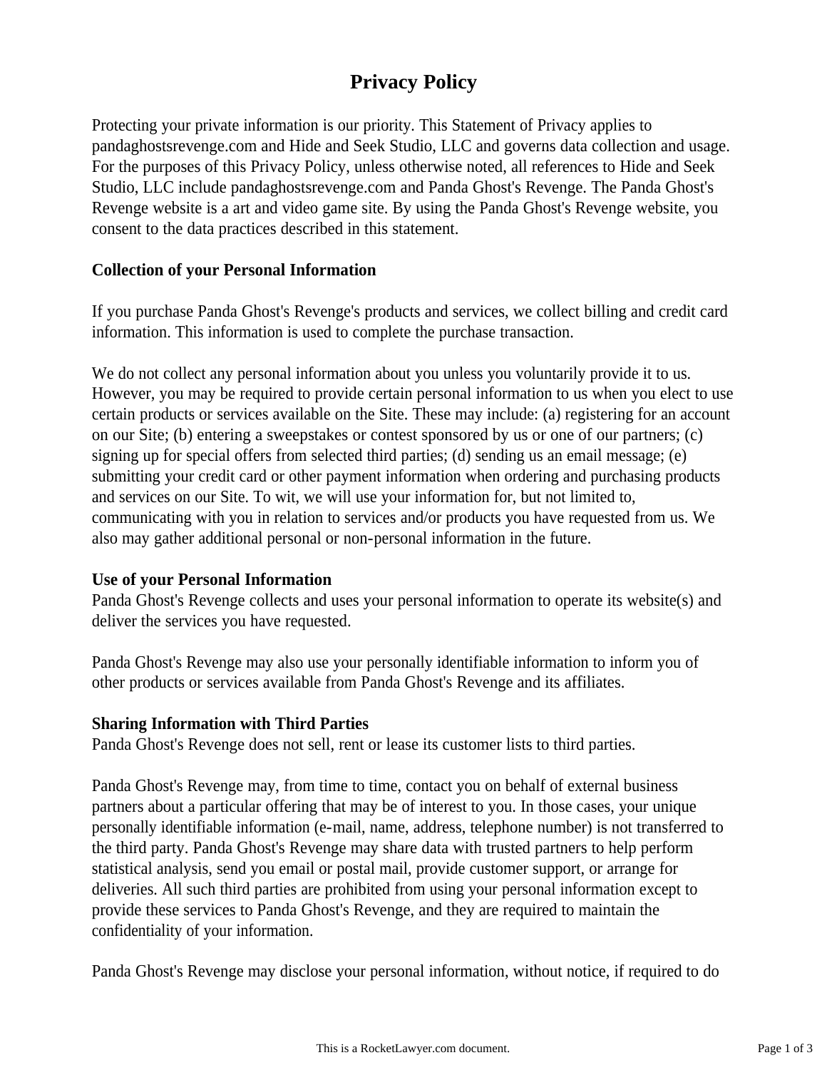# Privacy Policy

Protecting your private information is our priority. This Statement of Privacy applies to pandaghostsrevenge.com and Hide and Seek Studio, LLC and governs data collection and usage. For the purposes of this Privacy Policy, unless otherwise noted, all references to Hide and Seek Studio, LLC include pandaghostsrevenge.com and Panda Ghost's Revenge. The Panda Ghost's Revenge website is a art and video game site. By using the Panda Ghost's Revenge website, you consent to the data practices described in this statement.

**Collection of your Personal Information**

If you purchase Panda Ghost's Revenge's products and services, we collect billing and credit card information. This information is used to complete the purchase transaction.

We do not collect any personal information about you unless you voluntarily provide it to us. However, you may be required to provide certain personal information to us when you elect to use certain products or services available on the Site. These may include: (a) registering for an account on our Site; (b) entering a sweepstakes or contest sponsored by us or one of our partners; (c) signing up for special offers from selected third parties; (d) sending us an email message; (e) submitting your credit card or other payment information when ordering and purchasing products and services on our Site. To wit, we will use your information for, but not limited to, communicating with you in relation to services and/or products you have requested from us. We also may gather additional personal or non-personal information in the future.

**Use of your Personal Information**

Panda Ghost's Revenge collects and uses your personal information to operate its website(s) and deliver the services you have requested.

Panda Ghost's Revenge may also use your personally identifiable information to inform you of other products or services available from Panda Ghost's Revenge and its affiliates.

**Sharing Information with Third Parties**

Panda Ghost's Revenge does not sell, rent or lease its customer lists to third parties.

Panda Ghost's Revenge may, from time to time, contact you on behalf of external business partners about a particular offering that may be of interest to you. In those cases, your unique personally identifiable information (e-mail, name, address, telephone number) is not transferred to the third party. Panda Ghost's Revenge may share data with trusted partners to help perform statistical analysis, send you email or postal mail, provide customer support, or arrange for deliveries. All such third parties are prohibited from using your personal information except to provide these services to Panda Ghost's Revenge, and they are required to maintain the confidentiality of your information.

Panda Ghost's Revenge may disclose your personal information, without notice, if required to do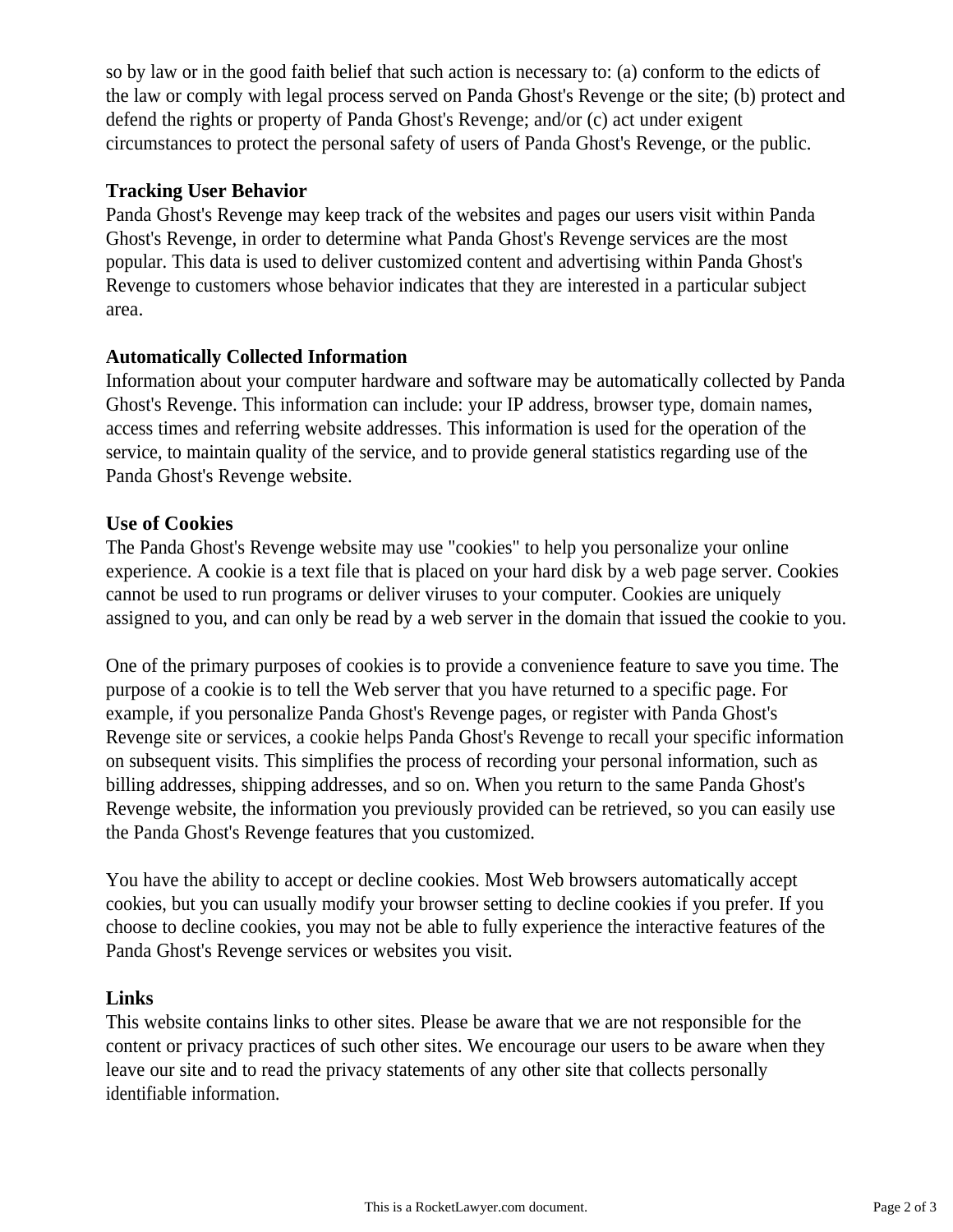so by law or in the good faith belief that such action is necessary to: (a) conform to the edicts of the law or comply with legal process served on Panda Ghost's Revenge or the site; (b) protect and defend the rights or property of Panda Ghost's Revenge; and/or (c) act under exigent circumstances to protect the personal safety of users of Panda Ghost's Revenge, or the public.

**Tracking User Behavior**

Panda Ghost's Revenge may keep track of the websites and pages our users visit within Panda Ghost's Revenge, in order to determine what Panda Ghost's Revenge services are the most popular. This data is used to deliver customized content and advertising within Panda Ghost's Revenge to customers whose behavior indicates that they are interested in a particular subject area.

**Automatically Collected Information**

Information about your computer hardware and software may be automatically collected by Panda Ghost's Revenge. This information can include: your IP address, browser type, domain names, access times and referring website addresses. This information is used for the operation of the service, to maintain quality of the service, and to provide general statistics regarding use of the Panda Ghost's Revenge website.

**Use of Cookies**

The Panda Ghost's Revenge website may use "cookies" to help you personalize your online experience. A cookie is a text file that is placed on your hard disk by a web page server. Cookies cannot be used to run programs or deliver viruses to your computer. Cookies are uniquely assigned to you, and can only be read by a web server in the domain that issued the cookie to you.

One of the primary purposes of cookies is to provide a convenience feature to save you time. The purpose of a cookie is to tell the Web server that you have returned to a specific page. For example, if you personalize Panda Ghost's Revenge pages, or register with Panda Ghost's Revenge site or services, a cookie helps Panda Ghost's Revenge to recall your specific information on subsequent visits. This simplifies the process of recording your personal information, such as billing addresses, shipping addresses, and so on. When you return to the same Panda Ghost's Revenge website, the information you previously provided can be retrieved, so you can easily use the Panda Ghost's Revenge features that you customized.

You have the ability to accept or decline cookies. Most Web browsers automatically accept cookies, but you can usually modify your browser setting to decline cookies if you prefer. If you choose to decline cookies, you may not be able to fully experience the interactive features of the Panda Ghost's Revenge services or websites you visit.

**Links**

This website contains links to other sites. Please be aware that we are not responsible for the content or privacy practices of such other sites. We encourage our users to be aware when they leave our site and to read the privacy statements of any other site that collects personally identifiable information.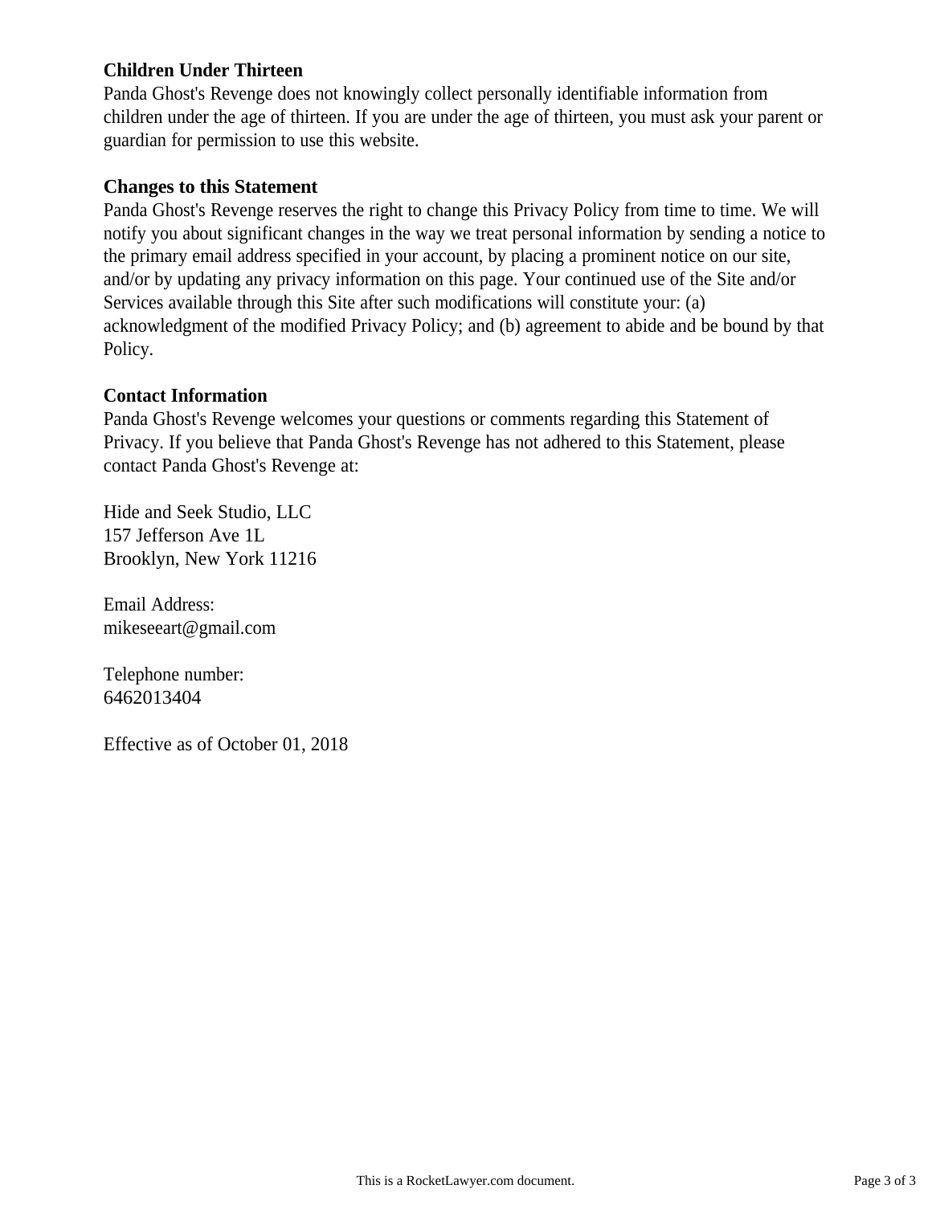**Children Under Thirteen**

Panda Ghost's Revenge does not knowingly collect personally identifiable information from children under the age of thirteen. If you are under the age of thirteen, you must ask your parent or guardian for permission to use this website.

**Changes to this Statement**

Panda Ghost's Revenge reserves the right to change this Privacy Policy from time to time. We will notify you about significant changes in the way we treat personal information by sending a notice to the primary email address specified in your account, by placing a prominent notice on our site, and/or by updating any privacy information on this page. Your continued use of the Site and/or Services available through this Site after such modifications will constitute your: (a) acknowledgment of the modified Privacy Policy; and (b) agreement to abide and be bound by that Policy.

**Contact Information**

Panda Ghost's Revenge welcomes your questions or comments regarding this Statement of Privacy. If you believe that Panda Ghost's Revenge has not adhered to this Statement, please contact Panda Ghost's Revenge at:

Hide and Seek Studio, LLC
157 Jefferson Ave 1L
Brooklyn, New York 11216

Email Address:
mikeseeart@gmail.com

Telephone number:
6462013404

Effective as of October 01, 2018

This is a RocketLawyer.com document.